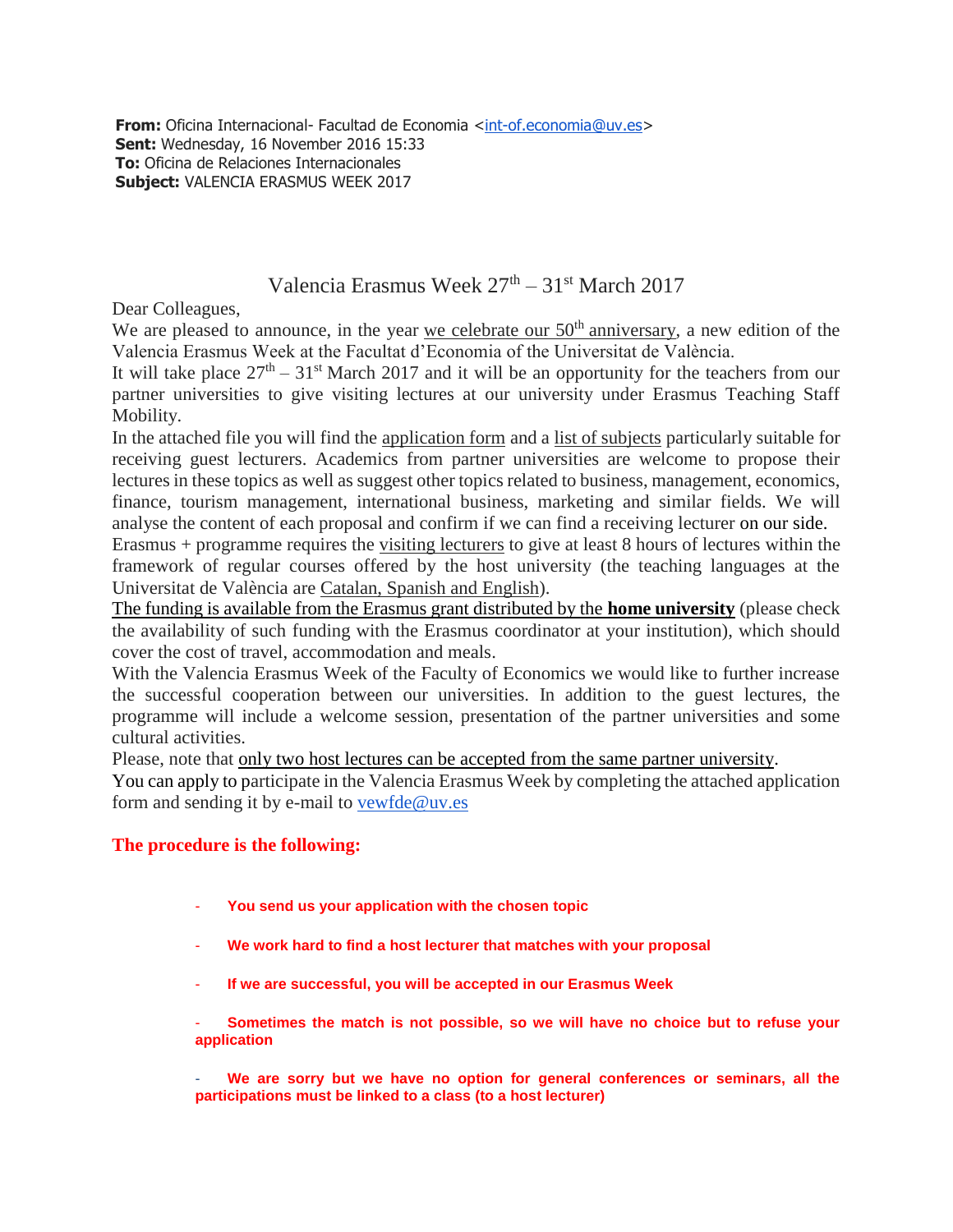**From:** Oficina Internacional- Facultad de Economia <int-of.economia@uv.es>
**Sent:** Wednesday, 16 November 2016 15:33
**To:** Oficina de Relaciones Internacionales
**Subject:** VALENCIA ERASMUS WEEK 2017

# Valencia Erasmus Week 27th – 31st March 2017

Dear Colleagues,

We are pleased to announce, in the year we celebrate our 50th anniversary, a new edition of the Valencia Erasmus Week at the Facultat d'Economia of the Universitat de València.

It will take place 27th – 31st March 2017 and it will be an opportunity for the teachers from our partner universities to give visiting lectures at our university under Erasmus Teaching Staff Mobility.

In the attached file you will find the application form and a list of subjects particularly suitable for receiving guest lecturers. Academics from partner universities are welcome to propose their lectures in these topics as well as suggest other topics related to business, management, economics, finance, tourism management, international business, marketing and similar fields. We will analyse the content of each proposal and confirm if we can find a receiving lecturer on our side.

Erasmus + programme requires the visiting lecturers to give at least 8 hours of lectures within the framework of regular courses offered by the host university (the teaching languages at the Universitat de València are Catalan, Spanish and English).

The funding is available from the Erasmus grant distributed by the **home university** (please check the availability of such funding with the Erasmus coordinator at your institution), which should cover the cost of travel, accommodation and meals.

With the Valencia Erasmus Week of the Faculty of Economics we would like to further increase the successful cooperation between our universities. In addition to the guest lectures, the programme will include a welcome session, presentation of the partner universities and some cultural activities.

Please, note that only two host lectures can be accepted from the same partner university.

You can apply to participate in the Valencia Erasmus Week by completing the attached application form and sending it by e-mail to vewfde@uv.es

**The procedure is the following:**

- **You send us your application with the chosen topic**
- **We work hard to find a host lecturer that matches with your proposal**
- **If we are successful, you will be accepted in our Erasmus Week**
- **Sometimes the match is not possible, so we will have no choice but to refuse your application**
- **We are sorry but we have no option for general conferences or seminars, all the participations must be linked to a class (to a host lecturer)**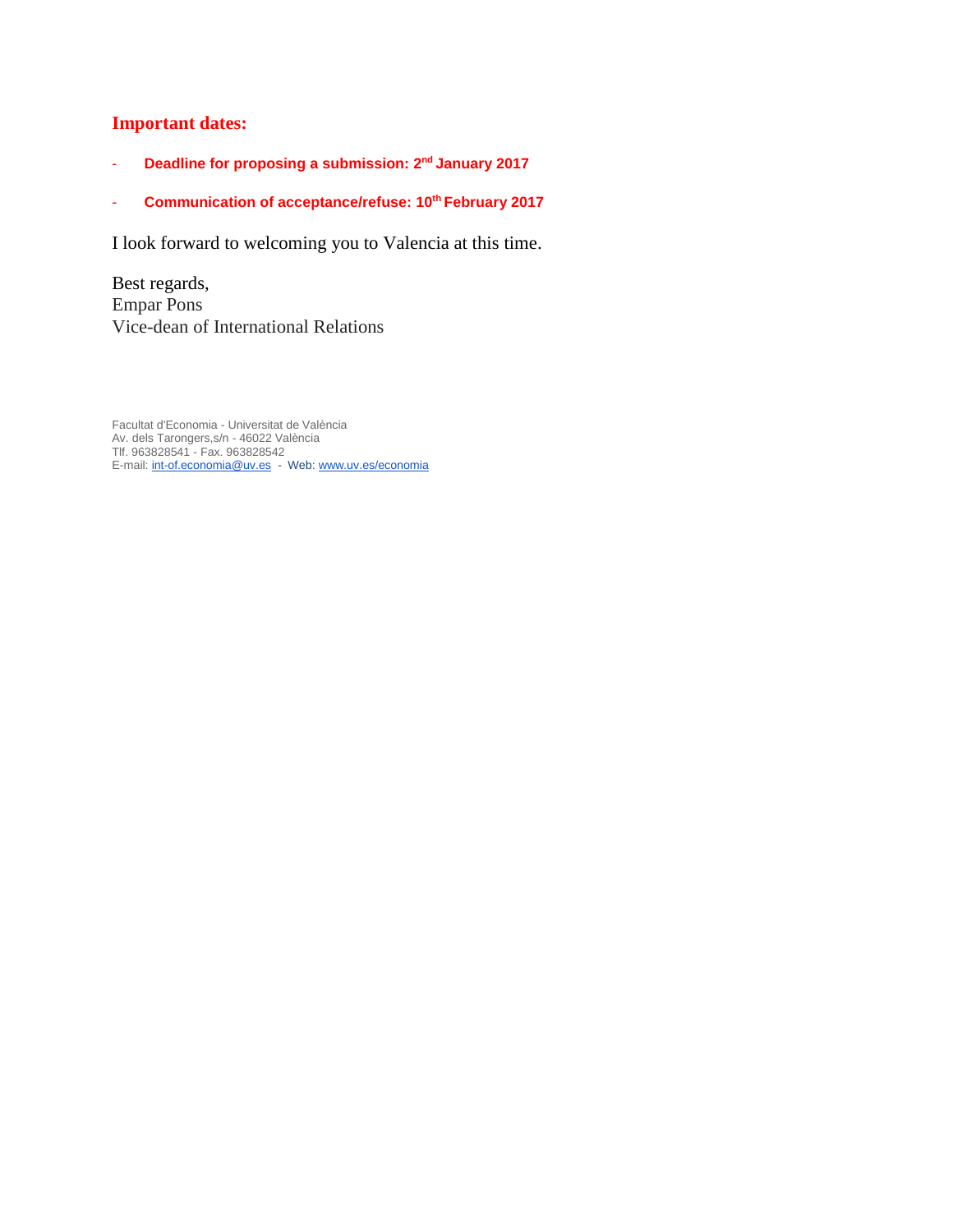## Important dates:

- **Deadline for proposing a submission: 2nd January 2017**

- **Communication of acceptance/refuse: 10th February 2017**

I look forward to welcoming you to Valencia at this time.

Best regards,
Empar Pons
Vice-dean of International Relations

Facultat d'Economia - Universitat de València
Av. dels Tarongers,s/n - 46022 València
Tlf. 963828541 - Fax. 963828542
E-mail: int-of.economia@uv.es - Web: www.uv.es/economia